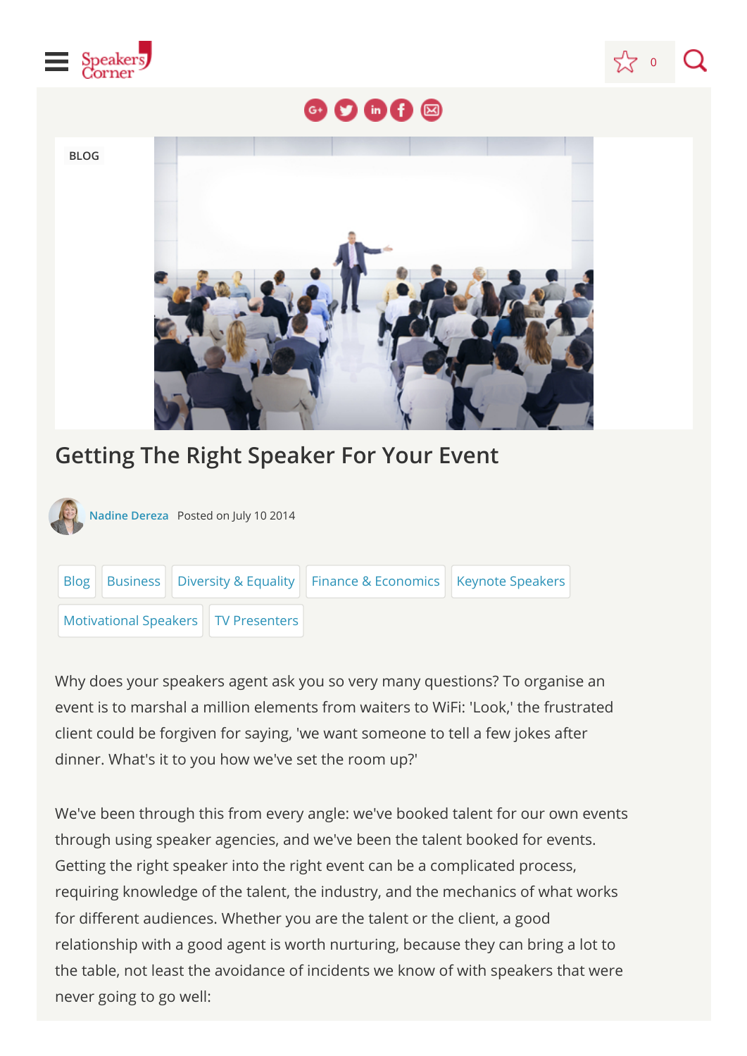BLOG

# Getting The Right Speaker For Your Event

Nadine Dereza Posted on July 10 2014

Blog | Business | Diversity & Equality | Finance & Economics | Keynote Speakers | Motivational Speakers | TV Presenters

Why does your speakers agent ask you so very many questions? To organise an event is to marshal a million elements from waiters to WiFi: 'Look,' the frustrated client could be forgiven for saying, 'we want someone to tell a few jokes after dinner. What's it to you how we've set the room up?'

We've been through this from every angle: we've booked talent for our own events through using speaker agencies, and we've been the talent booked for events. Getting the right speaker into the right event can be a complicated process, requiring knowledge of the talent, the industry, and the mechanics of what works for different audiences. Whether you are the talent or the client, a good relationship with a good agent is worth nurturing, because they can bring a lot to the table, not least the avoidance of incidents we know of with speakers that were never going to go well: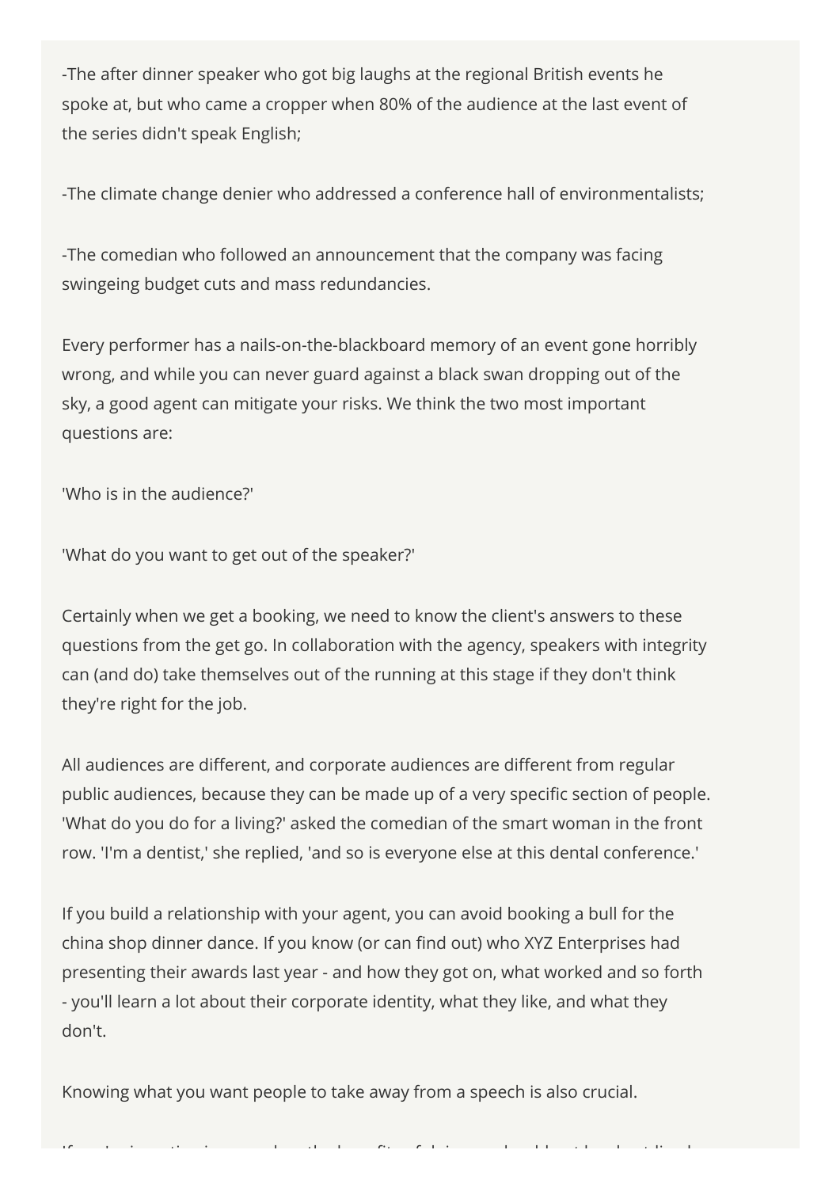-The after dinner speaker who got big laughs at the regional British events he spoke at, but who came a cropper when 80% of the audience at the last event of the series didn't speak English;

-The climate change denier who addressed a conference hall of environmentalists;

-The comedian who followed an announcement that the company was facing swingeing budget cuts and mass redundancies.

Every performer has a nails-on-the-blackboard memory of an event gone horribly wrong, and while you can never guard against a black swan dropping out of the sky, a good agent can mitigate your risks. We think the two most important questions are:

'Who is in the audience?'

'What do you want to get out of the speaker?'

Certainly when we get a booking, we need to know the client's answers to these questions from the get go. In collaboration with the agency, speakers with integrity can (and do) take themselves out of the running at this stage if they don't think they're right for the job.

All audiences are different, and corporate audiences are different from regular public audiences, because they can be made up of a very specific section of people. 'What do you do for a living?' asked the comedian of the smart woman in the front row. 'I'm a dentist,' she replied, 'and so is everyone else at this dental conference.'

If you build a relationship with your agent, you can avoid booking a bull for the china shop dinner dance. If you know (or can find out) who XYZ Enterprises had presenting their awards last year - and how they got on, what worked and so forth - you'll learn a lot about their corporate identity, what they like, and what they don't.

Knowing what you want people to take away from a speech is also crucial.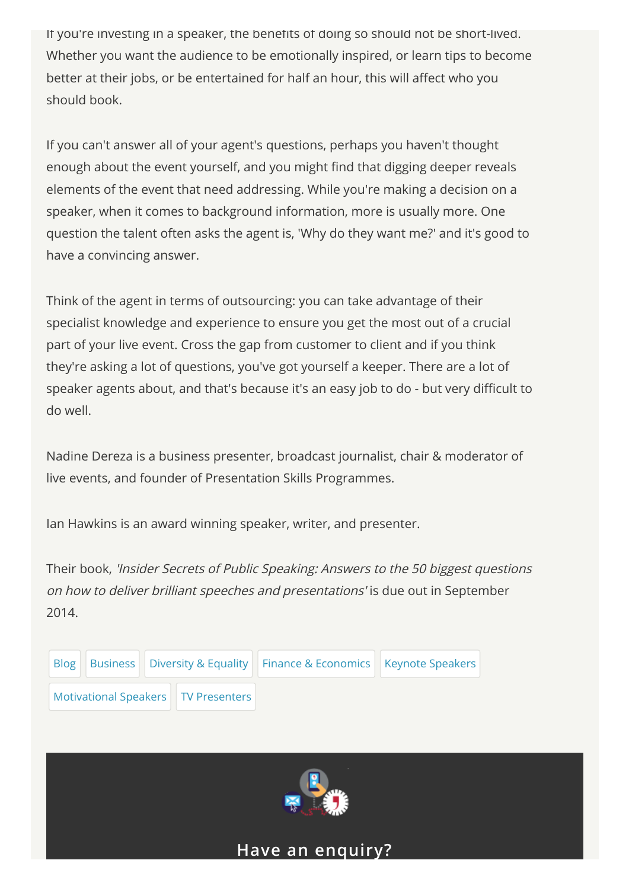If you're investing in a speaker, the benefits of doing so should not be short-lived. Whether you want the audience to be emotionally inspired, or learn tips to become better at their jobs, or be entertained for half an hour, this will affect who you should book.

If you can't answer all of your agent's questions, perhaps you haven't thought enough about the event yourself, and you might find that digging deeper reveals elements of the event that need addressing. While you're making a decision on a speaker, when it comes to background information, more is usually more. One question the talent often asks the agent is, 'Why do they want me?' and it's good to have a convincing answer.

Think of the agent in terms of outsourcing: you can take advantage of their specialist knowledge and experience to ensure you get the most out of a crucial part of your live event. Cross the gap from customer to client and if you think they're asking a lot of questions, you've got yourself a keeper. There are a lot of speaker agents about, and that's because it's an easy job to do - but very difficult to do well.

Nadine Dereza is a business presenter, broadcast journalist, chair & moderator of live events, and founder of Presentation Skills Programmes.

Ian Hawkins is an award winning speaker, writer, and presenter.

Their book, *'Insider Secrets of Public Speaking: Answers to the 50 biggest questions on how to deliver brilliant speeches and presentations'* is due out in September 2014.

Blog | Business | Diversity & Equality | Finance & Economics | Keynote Speakers | Motivational Speakers | TV Presenters

## Have an enquiry?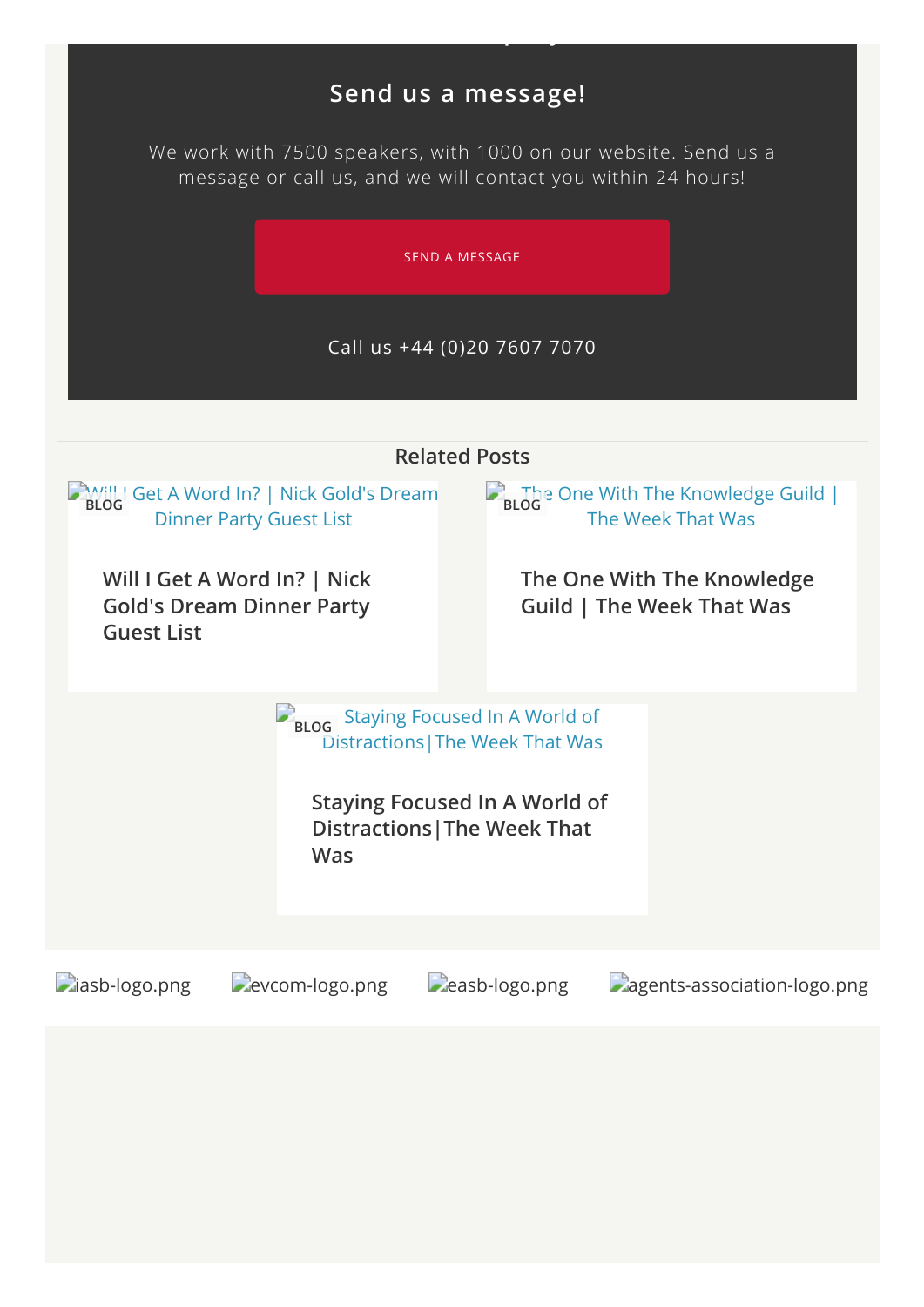## Send us a message!

We work with 7500 speakers, with 1000 on our website. Send us a message or call us, and we will contact you within 24 hours!

SEND A MESSAGE

Call us +44 (0)20 7607 7070

### Related Posts

Will I Get A Word In? | Nick Gold's Dream Dinner Party Guest List

BLOG

**Will I Get A Word In? | Nick Gold's Dream Dinner Party Guest List**

The One With The Knowledge Guild | The Week That Was

BLOG

**The One With The Knowledge Guild | The Week That Was**

Staying Focused In A World of Distractions|The Week That Was

BLOG

**Staying Focused In A World of Distractions|The Week That Was**

iasb-logo.png evcom-logo.png easb-logo.png agents-association-logo.png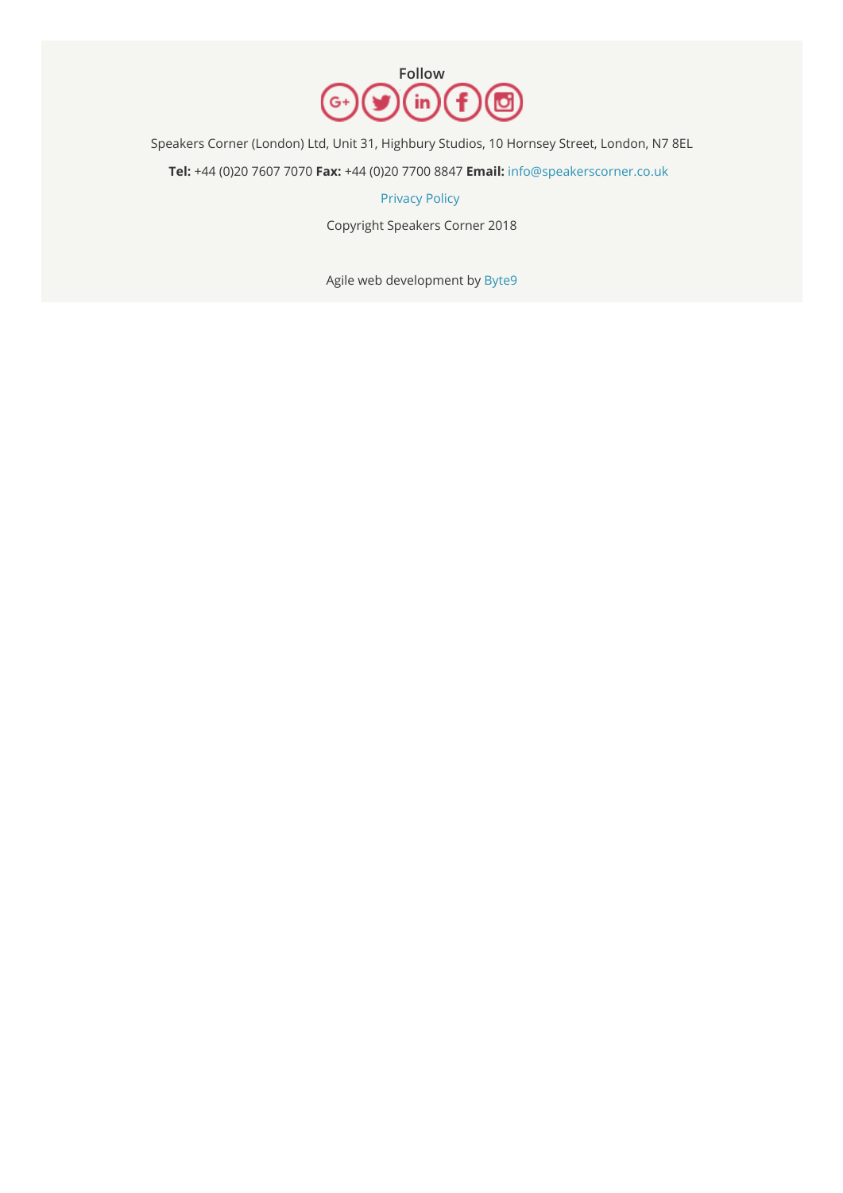Follow

Speakers Corner (London) Ltd, Unit 31, Highbury Studios, 10 Hornsey Street, London, N7 8EL

**Tel:** +44 (0)20 7607 7070 **Fax:** +44 (0)20 7700 8847 **Email:** info@speakerscorner.co.uk

Privacy Policy

Copyright Speakers Corner 2018

Agile web development by Byte9